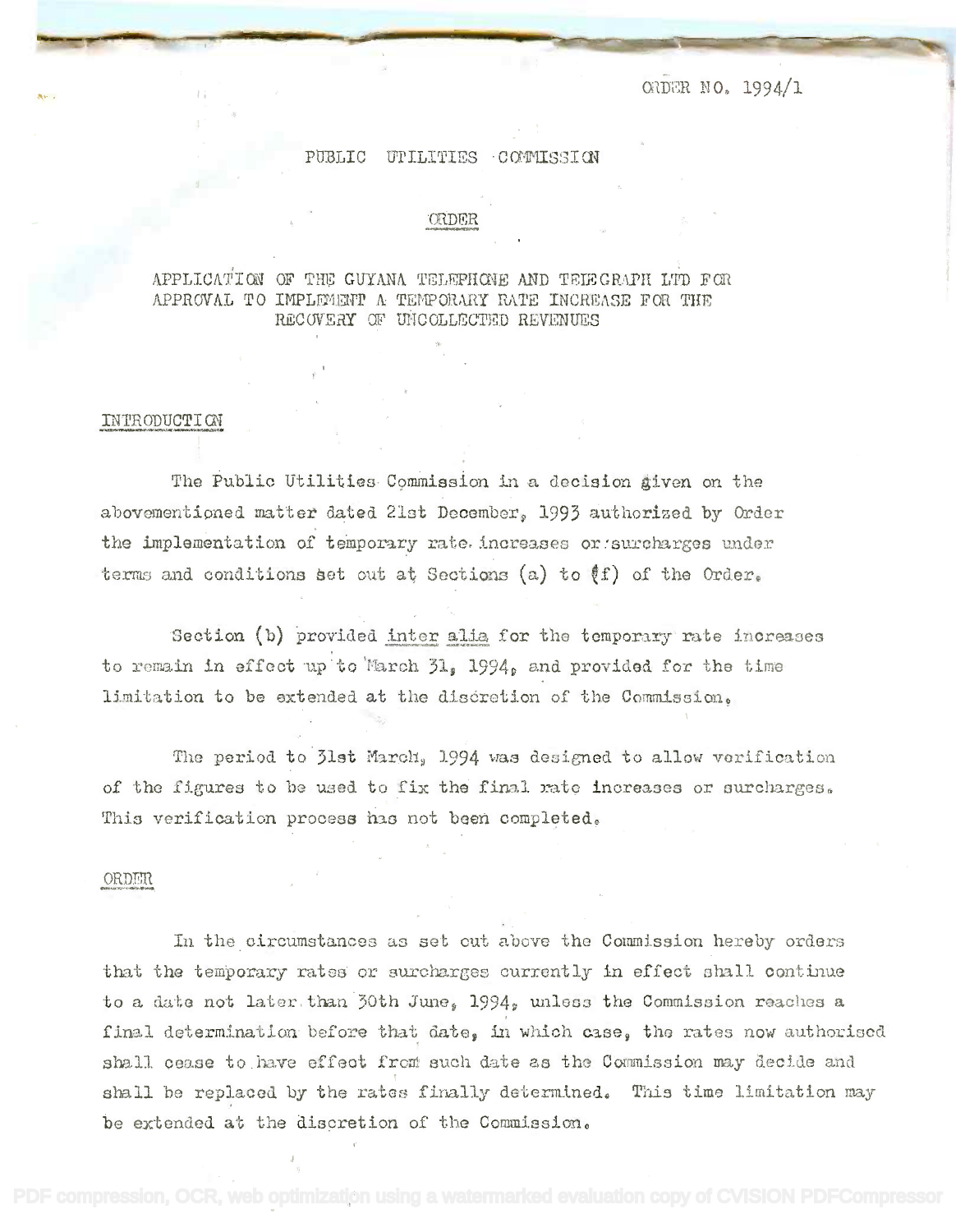ORDER NO. 1994/1

# PUBLIC UTILITIES COMMISSION

## ORDER

### APPLICATION OF THE GUYANA TELEPHONE AND TELEGRAPH LTD FOR APPROVAL TO IMPLEMENT A TEMPORARY RATE INCREASE FOR THE RECOVERY OF UNCOLLECTED REVENUES

## INTRODUCTION

The Public Utilities Commission in a decision given on the abovementioned matter dated 21st December, 1993 authorized by Order the implementation of temporary rate increases or surcharges under terms and conditions set out at Sections (a) to (f) of the Order.

Section (b) provided *inter alia* for the temporary rate increases to remain in effect up to March 31, 1994, and provided for the time limitation to be extended at the discretion of the Commission.

The period to 31st March, 1994 was designed to allow verification of the figures to be used to fix the final rate increases or surcharges. This verification process has not been completed.

## ORDER

In the circumstances as set out above the Commission hereby orders that the temporary rates or surcharges currently in effect shall continue to a date not later than 30th June, 1994, unless the Commission reaches a final determination before that date, in which case, the rates now authorised shall cease to have effect from such date as the Commission may decide and shall be replaced by the rates finally determined. This time limitation may be extended at the discretion of the Commission.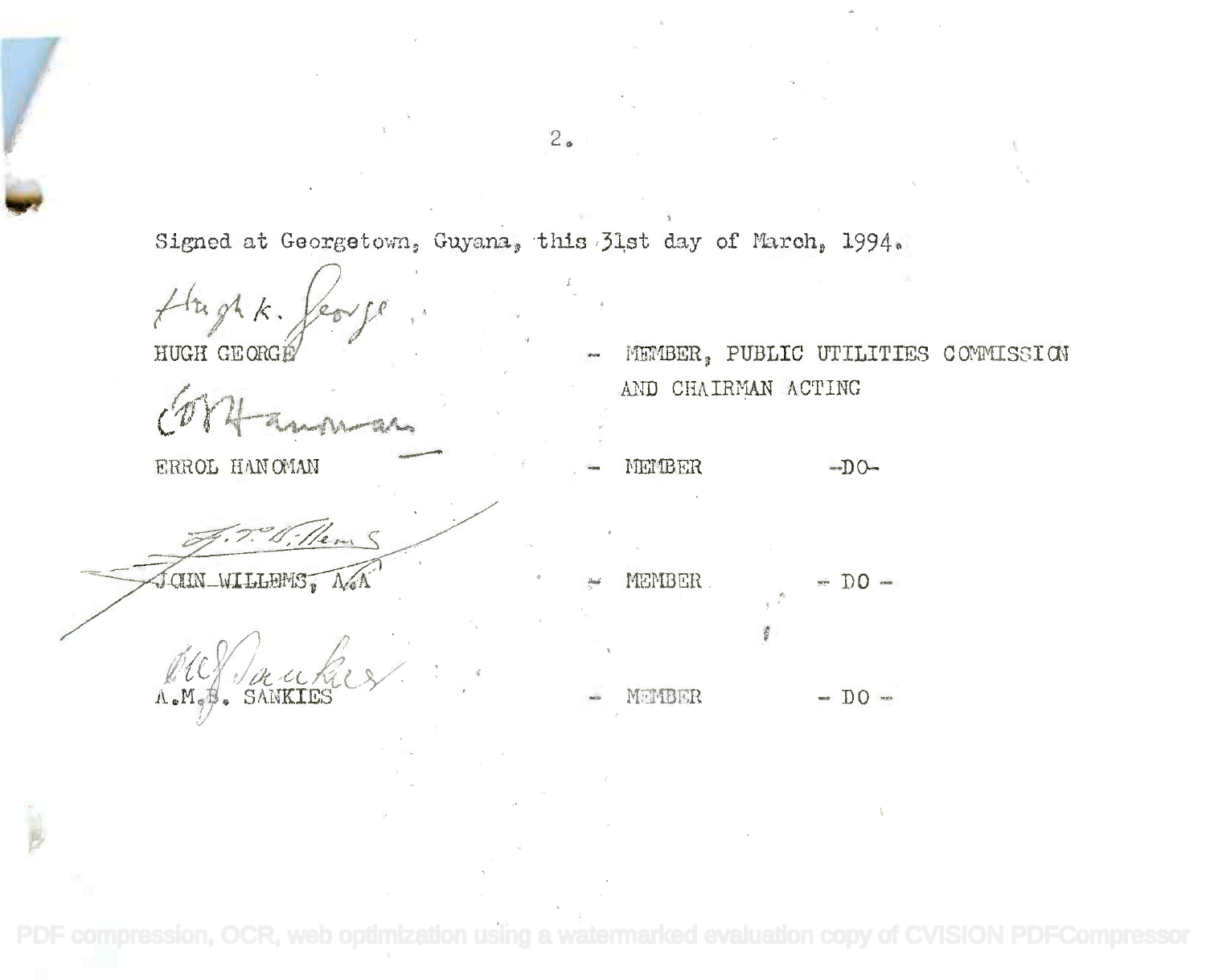Signed at Georgetown, Guyana, this 31st day of March, 1994.

HUGH GEORGE — MEMBER, PUBLIC UTILITIES COMMISSION AND CHAIRMAN ACTING

ERROL HANOMAN — MEMBER -DO-

JOHN WILLEMS, A.A — MEMBER - DO -

A.M.B. SANKIES — MEMBER - DO -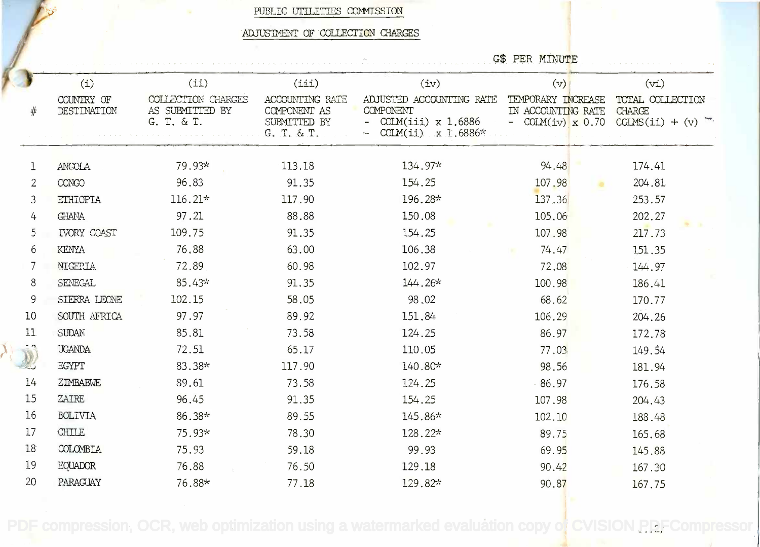PUBLIC UTILITIES COMMISSION

ADJUSTMENT OF COLLECTION CHARGES

G$ PER MINUTE

| # | (i) COUNTRY OF DESTINATION | (ii) COLLECTION CHARGES AS SUBMITTED BY G. T. & T. | (iii) ACCOUNTING RATE COMPONENT AS SUBMITTED BY G. T. & T. | (iv) ADJUSTED ACCOUNTING RATE COMPONENT - COLM(iii) x 1.6886 - COLM(ii) x 1.6886* | (v) TEMPORARY INCREASE IN ACCOUNTING RATE - COLM(iv) x 0.70 | (vi) TOTAL COLLECTION CHARGE COLMS(ii) + (v) |
|---|---|---|---|---|---|---|
| 1 | ANGOLA | 79.93* | 113.18 | 134.97* | 94.48 | 174.41 |
| 2 | CONGO | 96.83 | 91.35 | 154.25 | 107.98 | 204.81 |
| 3 | ETHIOPIA | 116.21* | 117.90 | 196.28* | 137.36 | 253.57 |
| 4 | GHANA | 97.21 | 88.88 | 150.08 | 105.06 | 202.27 |
| 5 | IVORY COAST | 109.75 | 91.35 | 154.25 | 107.98 | 217.73 |
| 6 | KENYA | 76.88 | 63.00 | 106.38 | 74.47 | 151.35 |
| 7 | NIGERIA | 72.89 | 60.98 | 102.97 | 72.08 | 144.97 |
| 8 | SENEGAL | 85.43* | 91.35 | 144.26* | 100.98 | 186.41 |
| 9 | SIERRA LEONE | 102.15 | 58.05 | 98.02 | 68.62 | 170.77 |
| 10 | SOUTH AFRICA | 97.97 | 89.92 | 151.84 | 106.29 | 204.26 |
| 11 | SUDAN | 85.81 | 73.58 | 124.25 | 86.97 | 172.78 |
| 12 | UGANDA | 72.51 | 65.17 | 110.05 | 77.03 | 149.54 |
| 13 | EGYPT | 83.38* | 117.90 | 140.80* | 98.56 | 181.94 |
| 14 | ZIMBABWE | 89.61 | 73.58 | 124.25 | 86.97 | 176.58 |
| 15 | ZAIRE | 96.45 | 91.35 | 154.25 | 107.98 | 204.43 |
| 16 | BOLIVIA | 86.38* | 89.55 | 145.86* | 102.10 | 188.48 |
| 17 | CHILE | 75.93* | 78.30 | 128.22* | 89.75 | 165.68 |
| 18 | COLOMBIA | 75.93 | 59.18 | 99.93 | 69.95 | 145.88 |
| 19 | EQUADOR | 76.88 | 76.50 | 129.18 | 90.42 | 167.30 |
| 20 | PARAGUAY | 76.88* | 77.18 | 129.82* | 90.87 | 167.75 |

.../2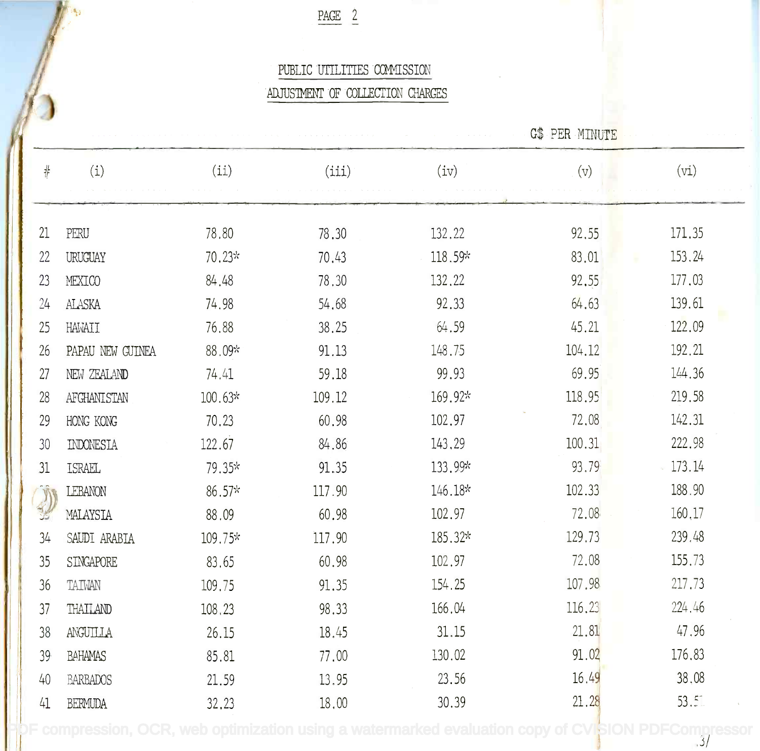# PUBLIC UTILITIES COMMISSION

## ADJUSTMENT OF COLLECTION CHARGES

G$ PER MINUTE

| # | (i) | (ii) | (iii) | (iv) | (v) | (vi) |
|---|---|---|---|---|---|---|
| 21 | PERU | 78.80 | 78.30 | 132.22 | 92.55 | 171.35 |
| 22 | URUGUAY | 70.23* | 70.43 | 118.59* | 83.01 | 153.24 |
| 23 | MEXICO | 84.48 | 78.30 | 132.22 | 92.55 | 177.03 |
| 24 | ALASKA | 74.98 | 54.68 | 92.33 | 64.63 | 139.61 |
| 25 | HAWAII | 76.88 | 38.25 | 64.59 | 45.21 | 122.09 |
| 26 | PAPAU NEW GUINEA | 88.09* | 91.13 | 148.75 | 104.12 | 192.21 |
| 27 | NEW ZEALAND | 74.41 | 59.18 | 99.93 | 69.95 | 144.36 |
| 28 | AFGHANISTAN | 100.63* | 109.12 | 169.92* | 118.95 | 219.58 |
| 29 | HONG KONG | 70.23 | 60.98 | 102.97 | 72.08 | 142.31 |
| 30 | INDONESIA | 122.67 | 84.86 | 143.29 | 100.31 | 222.98 |
| 31 | ISRAEL | 79.35* | 91.35 | 133.99* | 93.79 | 173.14 |
| 32 | LEBANON | 86.57* | 117.90 | 146.18* | 102.33 | 188.90 |
| 33 | MALAYSIA | 88.09 | 60.98 | 102.97 | 72.08 | 160.17 |
| 34 | SAUDI ARABIA | 109.75* | 117.90 | 185.32* | 129.73 | 239.48 |
| 35 | SINGAPORE | 83.65 | 60.98 | 102.97 | 72.08 | 155.73 |
| 36 | TAIWAN | 109.75 | 91.35 | 154.25 | 107.98 | 217.73 |
| 37 | THAILAND | 108.23 | 98.33 | 166.04 | 116.23 | 224.46 |
| 38 | ANGUILLA | 26.15 | 18.45 | 31.15 | 21.81 | 47.96 |
| 39 | BAHAMAS | 85.81 | 77.00 | 130.02 | 91.02 | 176.83 |
| 40 | BARBADOS | 21.59 | 13.95 | 23.56 | 16.49 | 38.08 |
| 41 | BERMUDA | 32.23 | 18.00 | 30.39 | 21.28 | 53.51 |

../3/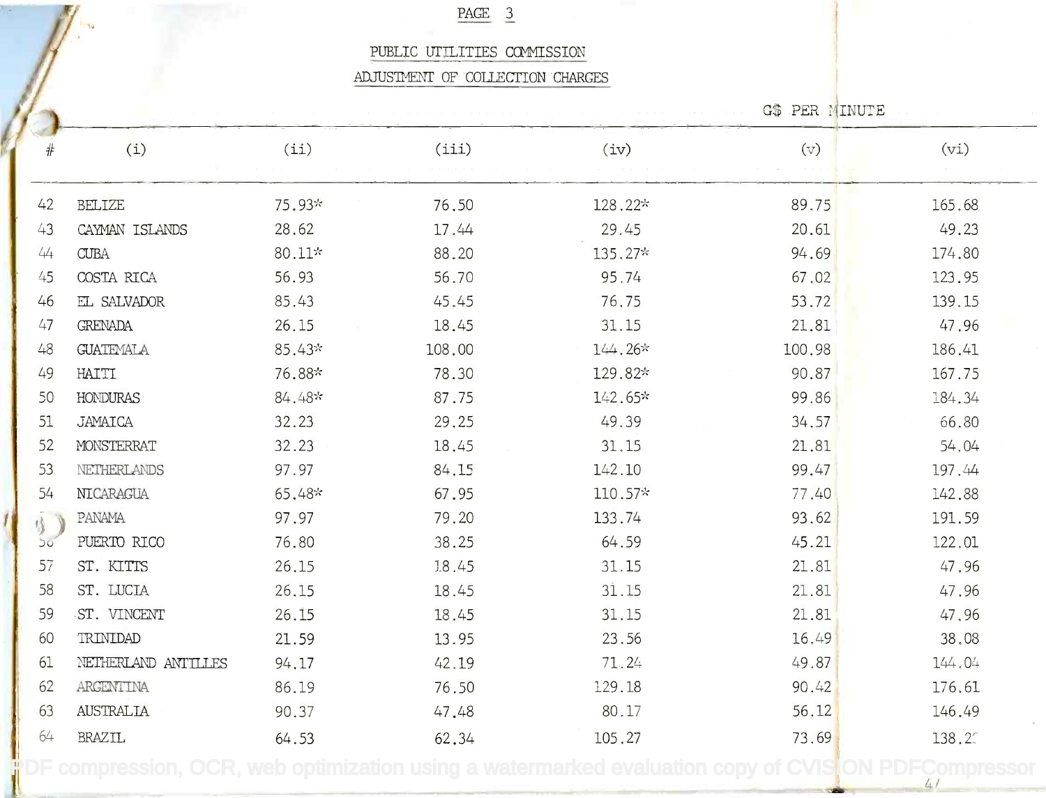PUBLIC UTILITIES COMMISSION

ADJUSTMENT OF COLLECTION CHARGES

G$ PER MINUTE

| # | (i) | (ii) | (iii) | (iv) | (v) | (vi) |
|---|---|---|---|---|---|---|
| 42 | BELIZE | 75.93* | 76.50 | 128.22* | 89.75 | 165.68 |
| 43 | CAYMAN ISLANDS | 28.62 | 17.44 | 29.45 | 20.61 | 49.23 |
| 44 | CUBA | 80.11* | 88.20 | 135.27* | 94.69 | 174.80 |
| 45 | COSTA RICA | 56.93 | 56.70 | 95.74 | 67.02 | 123.95 |
| 46 | EL SALVADOR | 85.43 | 45.45 | 76.75 | 53.72 | 139.15 |
| 47 | GRENADA | 26.15 | 18.45 | 31.15 | 21.81 | 47.96 |
| 48 | GUATEMALA | 85.43* | 108.00 | 144.26* | 100.98 | 186.41 |
| 49 | HAITI | 76.88* | 78.30 | 129.82* | 90.87 | 167.75 |
| 50 | HONDURAS | 84.48* | 87.75 | 142.65* | 99.86 | 184.34 |
| 51 | JAMAICA | 32.23 | 29.25 | 49.39 | 34.57 | 66.80 |
| 52 | MONSTERRAT | 32.23 | 18.45 | 31.15 | 21.81 | 54.04 |
| 53 | NETHERLANDS | 97.97 | 84.15 | 142.10 | 99.47 | 197.44 |
| 54 | NICARAGUA | 65.48* | 67.95 | 110.57* | 77.40 | 142.88 |
| 55 | PANAMA | 97.97 | 79.20 | 133.74 | 93.62 | 191.59 |
| 56 | PUERTO RICO | 76.80 | 38.25 | 64.59 | 45.21 | 122.01 |
| 57 | ST. KITTS | 26.15 | 18.45 | 31.15 | 21.81 | 47.96 |
| 58 | ST. LUCIA | 26.15 | 18.45 | 31.15 | 21.81 | 47.96 |
| 59 | ST. VINCENT | 26.15 | 18.45 | 31.15 | 21.81 | 47.96 |
| 60 | TRINIDAD | 21.59 | 13.95 | 23.56 | 16.49 | 38.08 |
| 61 | NETHERLAND ANTILLES | 94.17 | 42.19 | 71.24 | 49.87 | 144.04 |
| 62 | ARGENTINA | 86.19 | 76.50 | 129.18 | 90.42 | 176.61 |
| 63 | AUSTRALIA | 90.37 | 47.48 | 80.17 | 56.12 | 146.49 |
| 64 | BRAZIL | 64.53 | 62.34 | 105.27 | 73.69 | 138.2 |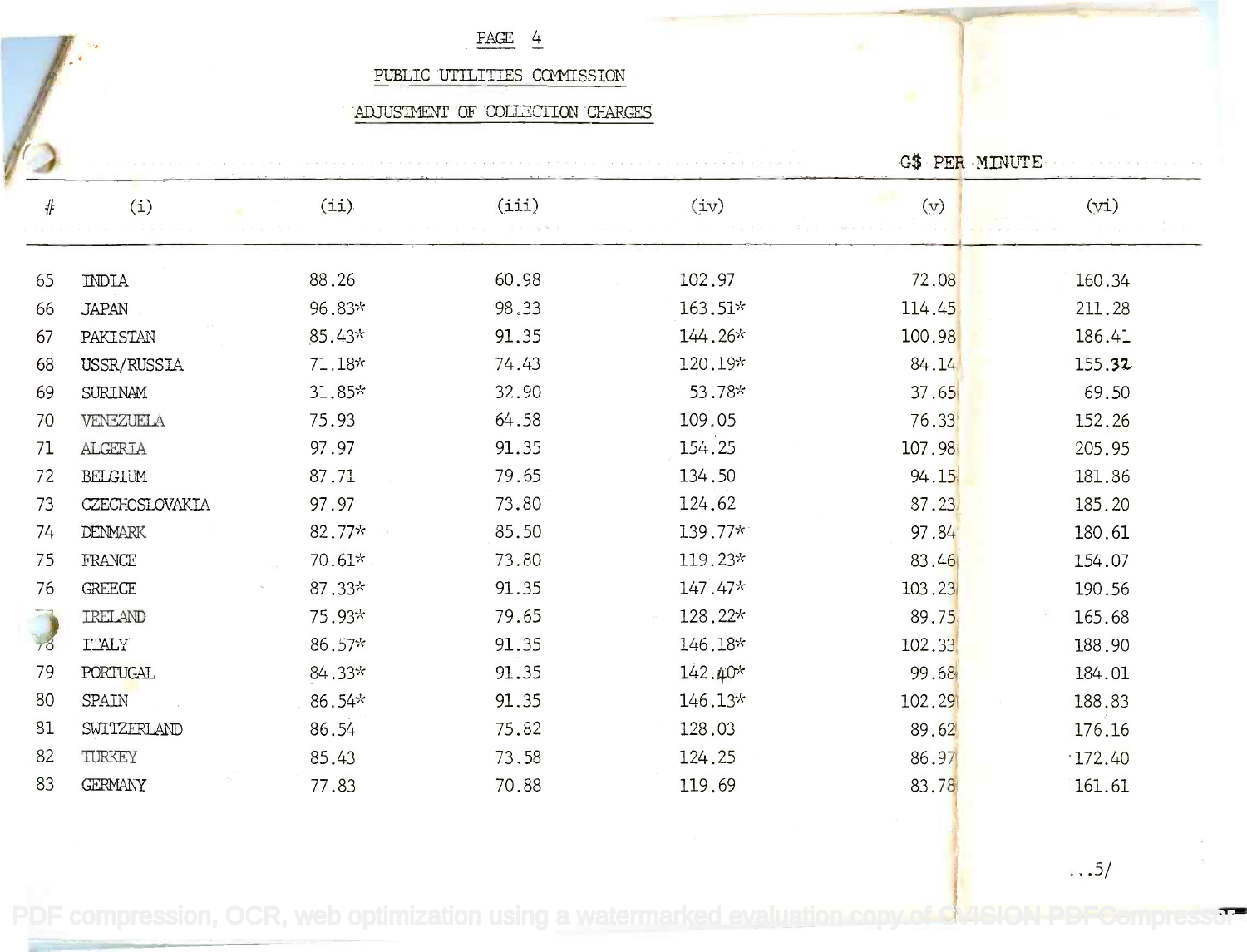PUBLIC UTILITIES COMMISSION

ADJUSTMENT OF COLLECTION CHARGES

G$ PER MINUTE

| # | (i) | (ii) | (iii) | (iv) | (v) | (vi) |
|---|---|---|---|---|---|---|
| 65 | INDIA | 88.26 | 60.98 | 102.97 | 72.08 | 160.34 |
| 66 | JAPAN | 96.83* | 98.33 | 163.51* | 114.45 | 211.28 |
| 67 | PAKISTAN | 85.43* | 91.35 | 144.26* | 100.98 | 186.41 |
| 68 | USSR/RUSSIA | 71.18* | 74.43 | 120.19* | 84.14 | 155.32 |
| 69 | SURINAM | 31.85* | 32.90 | 53.78* | 37.65 | 69.50 |
| 70 | VENEZUELA | 75.93 | 64.58 | 109.05 | 76.33 | 152.26 |
| 71 | ALGERIA | 97.97 | 91.35 | 154.25 | 107.98 | 205.95 |
| 72 | BELGIUM | 87.71 | 79.65 | 134.50 | 94.15 | 181.86 |
| 73 | CZECHOSLOVAKIA | 97.97 | 73.80 | 124.62 | 87.23 | 185.20 |
| 74 | DENMARK | 82.77* | 85.50 | 139.77* | 97.84 | 180.61 |
| 75 | FRANCE | 70.61* | 73.80 | 119.23* | 83.46 | 154.07 |
| 76 | GREECE | 87.33* | 91.35 | 147.47* | 103.23 | 190.56 |
| 77 | IRELAND | 75.93* | 79.65 | 128.22* | 89.75 | 165.68 |
| 78 | ITALY | 86.57* | 91.35 | 146.18* | 102.33 | 188.90 |
| 79 | PORTUGAL | 84.33* | 91.35 | 142.40* | 99.68 | 184.01 |
| 80 | SPAIN | 86.54* | 91.35 | 146.13* | 102.29 | 188.83 |
| 81 | SWITZERLAND | 86.54 | 75.82 | 128.03 | 89.62 | 176.16 |
| 82 | TURKEY | 85.43 | 73.58 | 124.25 | 86.97 | 172.40 |
| 83 | GERMANY | 77.83 | 70.88 | 119.69 | 83.78 | 161.61 |

...5/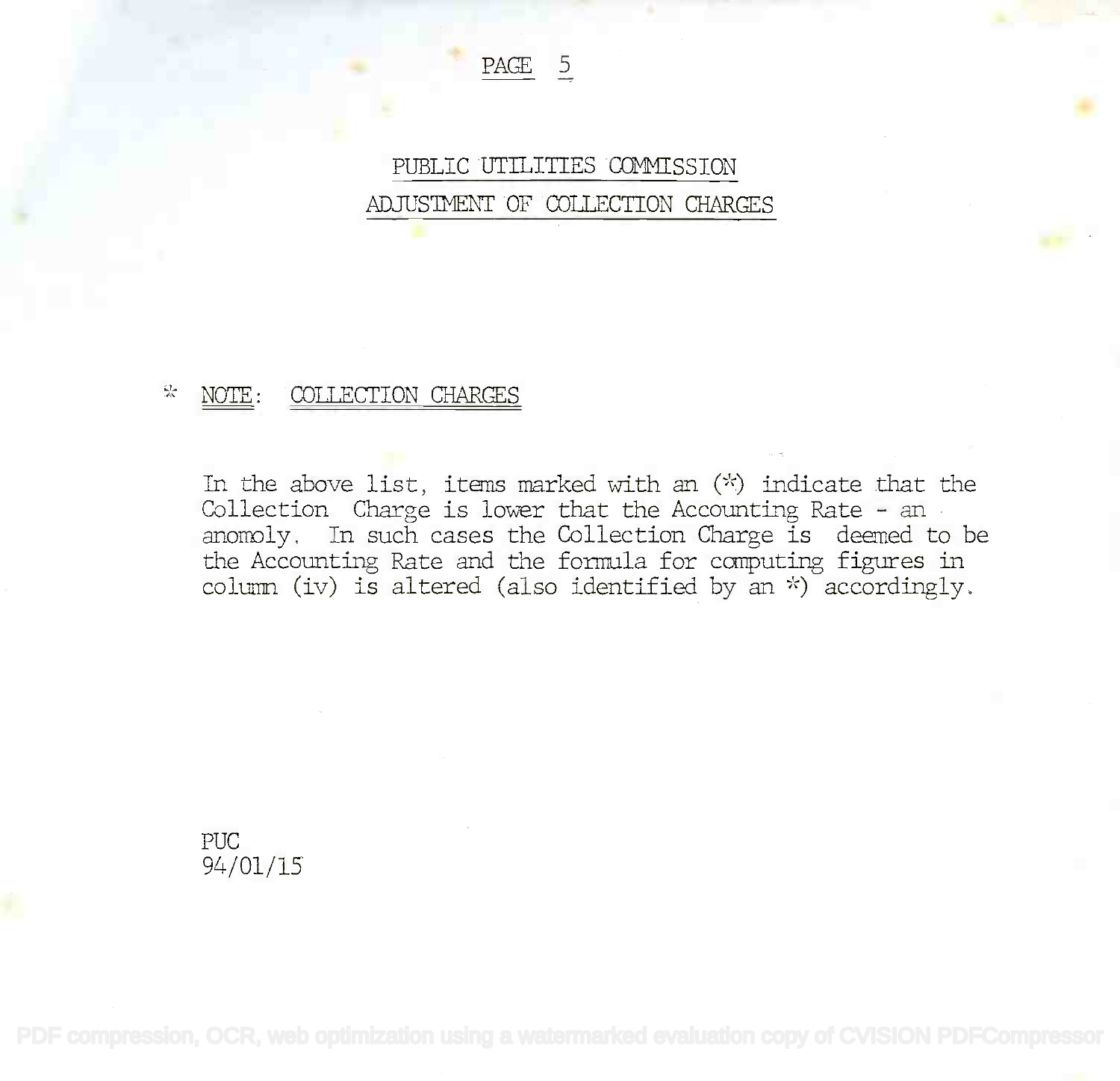## PUBLIC UTILITIES COMMISSION

## ADJUSTMENT OF COLLECTION CHARGES

\* **NOTE**: COLLECTION CHARGES

In the above list, items marked with an (*) indicate that the Collection Charge is lower that the Accounting Rate - an anomoly. In such cases the Collection Charge is deemed to be the Accounting Rate and the formula for computing figures in column (iv) is altered (also identified by an *) accordingly.

PUC
94/01/15